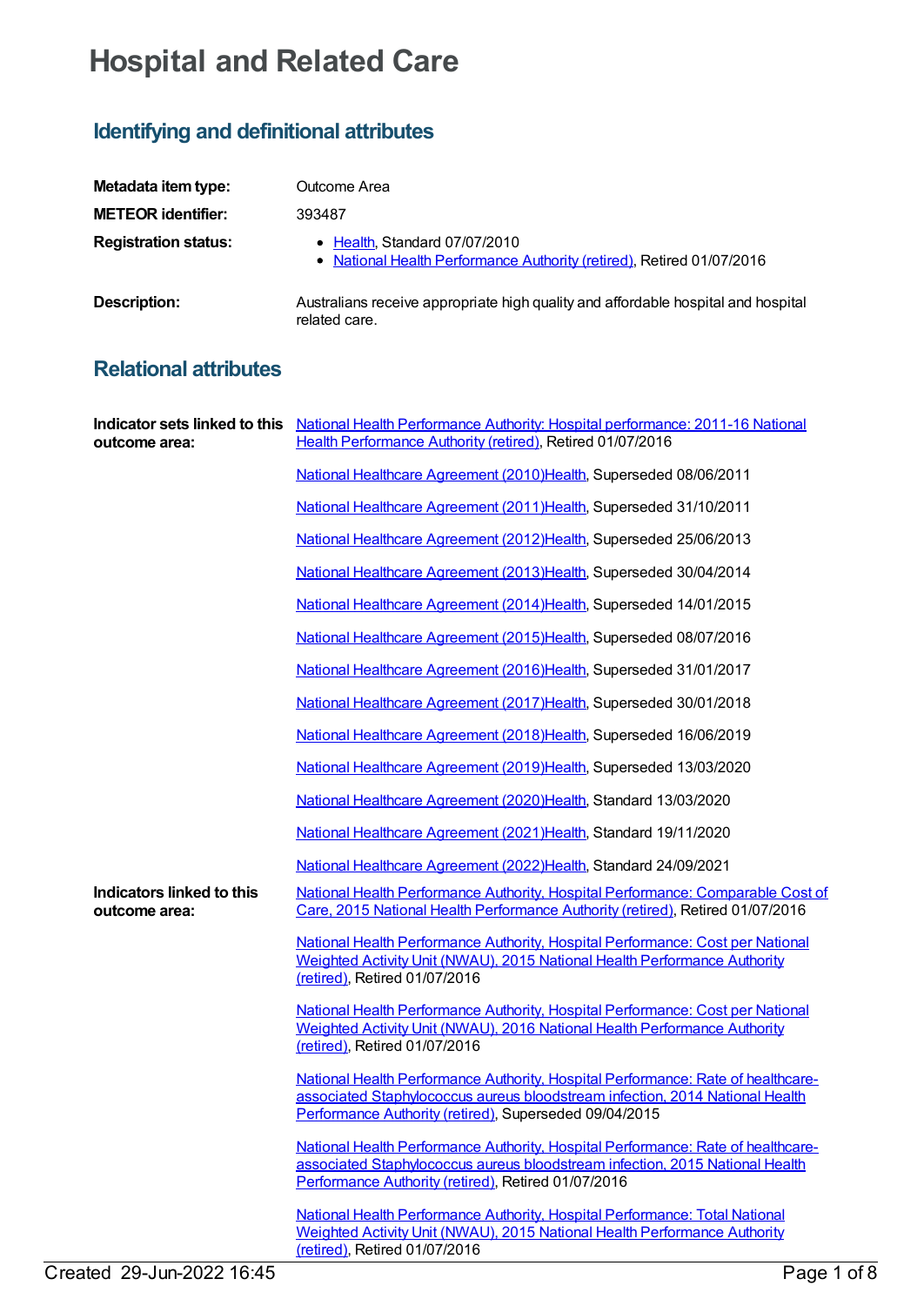# Hospital and Related Care

## Identifying and definitional attributes

| | |
|---|---|
| **Metadata item type:** | Outcome Area |
| **METEOR identifier:** | 393487 |
| **Registration status:** | • Health, Standard 07/07/2010<br>• National Health Performance Authority (retired), Retired 01/07/2016 |
| **Description:** | Australians receive appropriate high quality and affordable hospital and hospital related care. |

## Relational attributes

**Indicator sets linked to this outcome area:**

National Health Performance Authority: Hospital performance: 2011-16 National Health Performance Authority (retired), Retired 01/07/2016

National Healthcare Agreement (2010)Health, Superseded 08/06/2011

National Healthcare Agreement (2011)Health, Superseded 31/10/2011

National Healthcare Agreement (2012)Health, Superseded 25/06/2013

National Healthcare Agreement (2013)Health, Superseded 30/04/2014

National Healthcare Agreement (2014)Health, Superseded 14/01/2015

National Healthcare Agreement (2015)Health, Superseded 08/07/2016

National Healthcare Agreement (2016)Health, Superseded 31/01/2017

National Healthcare Agreement (2017)Health, Superseded 30/01/2018

National Healthcare Agreement (2018)Health, Superseded 16/06/2019

National Healthcare Agreement (2019)Health, Superseded 13/03/2020

National Healthcare Agreement (2020)Health, Standard 13/03/2020

National Healthcare Agreement (2021)Health, Standard 19/11/2020

National Healthcare Agreement (2022)Health, Standard 24/09/2021

**Indicators linked to this outcome area:**

National Health Performance Authority, Hospital Performance: Comparable Cost of Care, 2015 National Health Performance Authority (retired), Retired 01/07/2016

National Health Performance Authority, Hospital Performance: Cost per National Weighted Activity Unit (NWAU), 2015 National Health Performance Authority (retired), Retired 01/07/2016

National Health Performance Authority, Hospital Performance: Cost per National Weighted Activity Unit (NWAU), 2016 National Health Performance Authority (retired), Retired 01/07/2016

National Health Performance Authority, Hospital Performance: Rate of healthcare-associated Staphylococcus aureus bloodstream infection, 2014 National Health Performance Authority (retired), Superseded 09/04/2015

National Health Performance Authority, Hospital Performance: Rate of healthcare-associated Staphylococcus aureus bloodstream infection, 2015 National Health Performance Authority (retired), Retired 01/07/2016

National Health Performance Authority, Hospital Performance: Total National Weighted Activity Unit (NWAU), 2015 National Health Performance Authority (retired), Retired 01/07/2016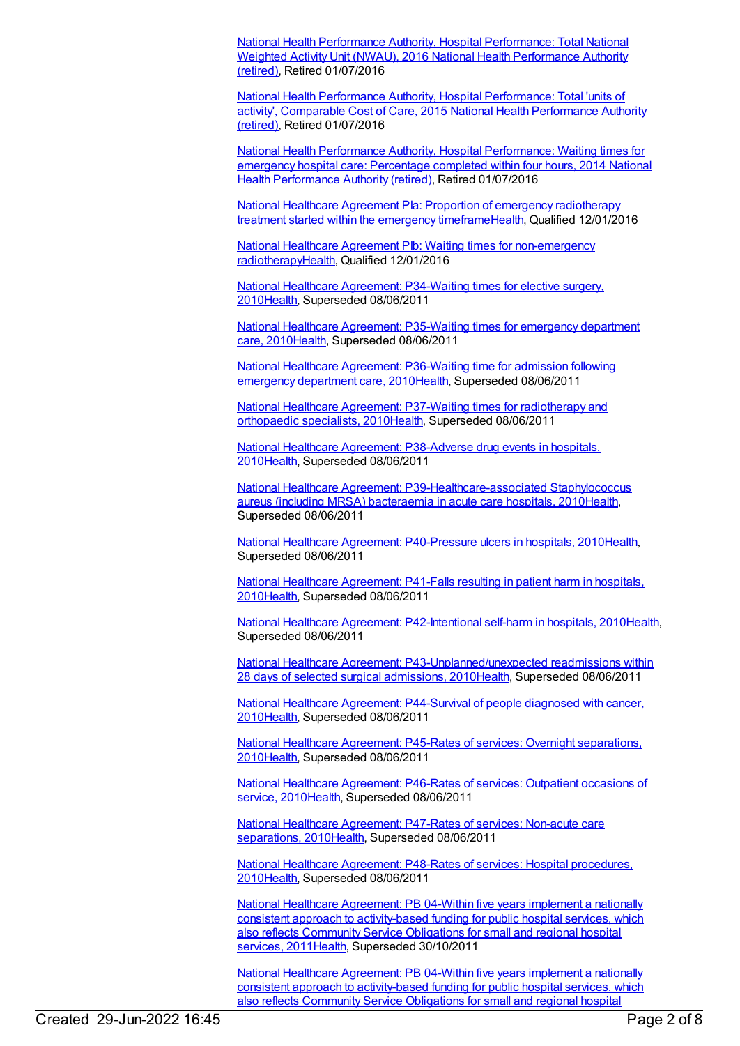National Health Performance Authority, Hospital Performance: Total National Weighted Activity Unit (NWAU), 2016 National Health Performance Authority (retired), Retired 01/07/2016

National Health Performance Authority, Hospital Performance: Total 'units of activity', Comparable Cost of Care, 2015 National Health Performance Authority (retired), Retired 01/07/2016

National Health Performance Authority, Hospital Performance: Waiting times for emergency hospital care: Percentage completed within four hours, 2014 National Health Performance Authority (retired), Retired 01/07/2016

National Healthcare Agreement PIa: Proportion of emergency radiotherapy treatment started within the emergency timeframeHealth, Qualified 12/01/2016

National Healthcare Agreement PIb: Waiting times for non-emergency radiotherapyHealth, Qualified 12/01/2016

National Healthcare Agreement: P34-Waiting times for elective surgery, 2010Health, Superseded 08/06/2011

National Healthcare Agreement: P35-Waiting times for emergency department care, 2010Health, Superseded 08/06/2011

National Healthcare Agreement: P36-Waiting time for admission following emergency department care, 2010Health, Superseded 08/06/2011

National Healthcare Agreement: P37-Waiting times for radiotherapy and orthopaedic specialists, 2010Health, Superseded 08/06/2011

National Healthcare Agreement: P38-Adverse drug events in hospitals, 2010Health, Superseded 08/06/2011

National Healthcare Agreement: P39-Healthcare-associated Staphylococcus aureus (including MRSA) bacteraemia in acute care hospitals, 2010Health, Superseded 08/06/2011

National Healthcare Agreement: P40-Pressure ulcers in hospitals, 2010Health, Superseded 08/06/2011

National Healthcare Agreement: P41-Falls resulting in patient harm in hospitals, 2010Health, Superseded 08/06/2011

National Healthcare Agreement: P42-Intentional self-harm in hospitals, 2010Health, Superseded 08/06/2011

National Healthcare Agreement: P43-Unplanned/unexpected readmissions within 28 days of selected surgical admissions, 2010Health, Superseded 08/06/2011

National Healthcare Agreement: P44-Survival of people diagnosed with cancer, 2010Health, Superseded 08/06/2011

National Healthcare Agreement: P45-Rates of services: Overnight separations, 2010Health, Superseded 08/06/2011

National Healthcare Agreement: P46-Rates of services: Outpatient occasions of service, 2010Health, Superseded 08/06/2011

National Healthcare Agreement: P47-Rates of services: Non-acute care separations, 2010Health, Superseded 08/06/2011

National Healthcare Agreement: P48-Rates of services: Hospital procedures, 2010Health, Superseded 08/06/2011

National Healthcare Agreement: PB 04-Within five years implement a nationally consistent approach to activity-based funding for public hospital services, which also reflects Community Service Obligations for small and regional hospital services, 2011Health, Superseded 30/10/2011

National Healthcare Agreement: PB 04-Within five years implement a nationally consistent approach to activity-based funding for public hospital services, which also reflects Community Service Obligations for small and regional hospital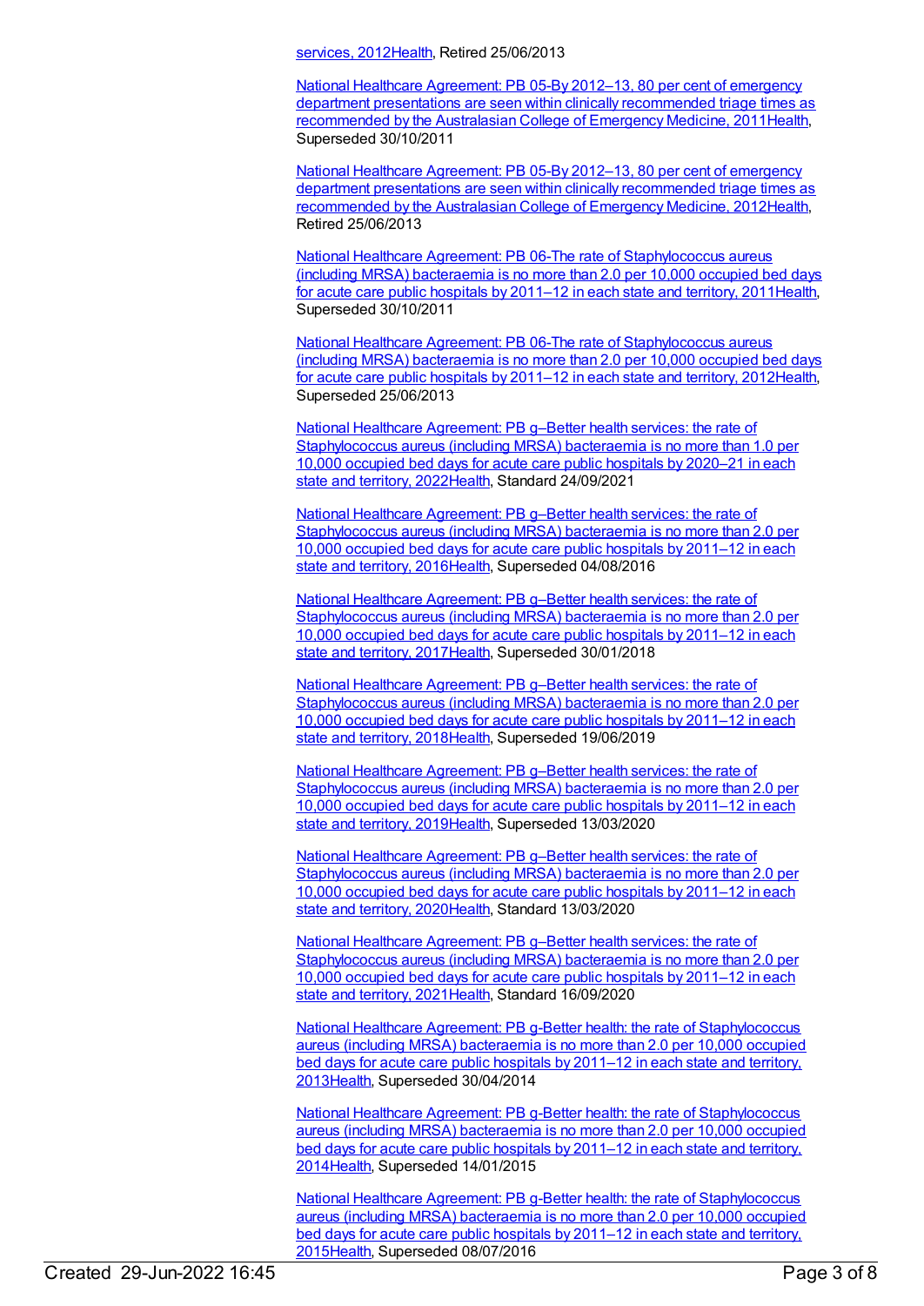services, 2012Health, Retired 25/06/2013

National Healthcare Agreement: PB 05-By 2012–13, 80 per cent of emergency department presentations are seen within clinically recommended triage times as recommended by the Australasian College of Emergency Medicine, 2011Health, Superseded 30/10/2011

National Healthcare Agreement: PB 05-By 2012–13, 80 per cent of emergency department presentations are seen within clinically recommended triage times as recommended by the Australasian College of Emergency Medicine, 2012Health, Retired 25/06/2013

National Healthcare Agreement: PB 06-The rate of Staphylococcus aureus (including MRSA) bacteraemia is no more than 2.0 per 10,000 occupied bed days for acute care public hospitals by 2011–12 in each state and territory, 2011Health, Superseded 30/10/2011

National Healthcare Agreement: PB 06-The rate of Staphylococcus aureus (including MRSA) bacteraemia is no more than 2.0 per 10,000 occupied bed days for acute care public hospitals by 2011–12 in each state and territory, 2012Health, Superseded 25/06/2013

National Healthcare Agreement: PB g–Better health services: the rate of Staphylococcus aureus (including MRSA) bacteraemia is no more than 1.0 per 10,000 occupied bed days for acute care public hospitals by 2020–21 in each state and territory, 2022Health, Standard 24/09/2021

National Healthcare Agreement: PB g–Better health services: the rate of Staphylococcus aureus (including MRSA) bacteraemia is no more than 2.0 per 10,000 occupied bed days for acute care public hospitals by 2011–12 in each state and territory, 2016Health, Superseded 04/08/2016

National Healthcare Agreement: PB g–Better health services: the rate of Staphylococcus aureus (including MRSA) bacteraemia is no more than 2.0 per 10,000 occupied bed days for acute care public hospitals by 2011–12 in each state and territory, 2017Health, Superseded 30/01/2018

National Healthcare Agreement: PB g–Better health services: the rate of Staphylococcus aureus (including MRSA) bacteraemia is no more than 2.0 per 10,000 occupied bed days for acute care public hospitals by 2011–12 in each state and territory, 2018Health, Superseded 19/06/2019

National Healthcare Agreement: PB g–Better health services: the rate of Staphylococcus aureus (including MRSA) bacteraemia is no more than 2.0 per 10,000 occupied bed days for acute care public hospitals by 2011–12 in each state and territory, 2019Health, Superseded 13/03/2020

National Healthcare Agreement: PB g–Better health services: the rate of Staphylococcus aureus (including MRSA) bacteraemia is no more than 2.0 per 10,000 occupied bed days for acute care public hospitals by 2011–12 in each state and territory, 2020Health, Standard 13/03/2020

National Healthcare Agreement: PB g–Better health services: the rate of Staphylococcus aureus (including MRSA) bacteraemia is no more than 2.0 per 10,000 occupied bed days for acute care public hospitals by 2011–12 in each state and territory, 2021Health, Standard 16/09/2020

National Healthcare Agreement: PB g-Better health: the rate of Staphylococcus aureus (including MRSA) bacteraemia is no more than 2.0 per 10,000 occupied bed days for acute care public hospitals by 2011–12 in each state and territory, 2013Health, Superseded 30/04/2014

National Healthcare Agreement: PB g-Better health: the rate of Staphylococcus aureus (including MRSA) bacteraemia is no more than 2.0 per 10,000 occupied bed days for acute care public hospitals by 2011–12 in each state and territory, 2014Health, Superseded 14/01/2015

National Healthcare Agreement: PB g-Better health: the rate of Staphylococcus aureus (including MRSA) bacteraemia is no more than 2.0 per 10,000 occupied bed days for acute care public hospitals by 2011–12 in each state and territory, 2015Health, Superseded 08/07/2016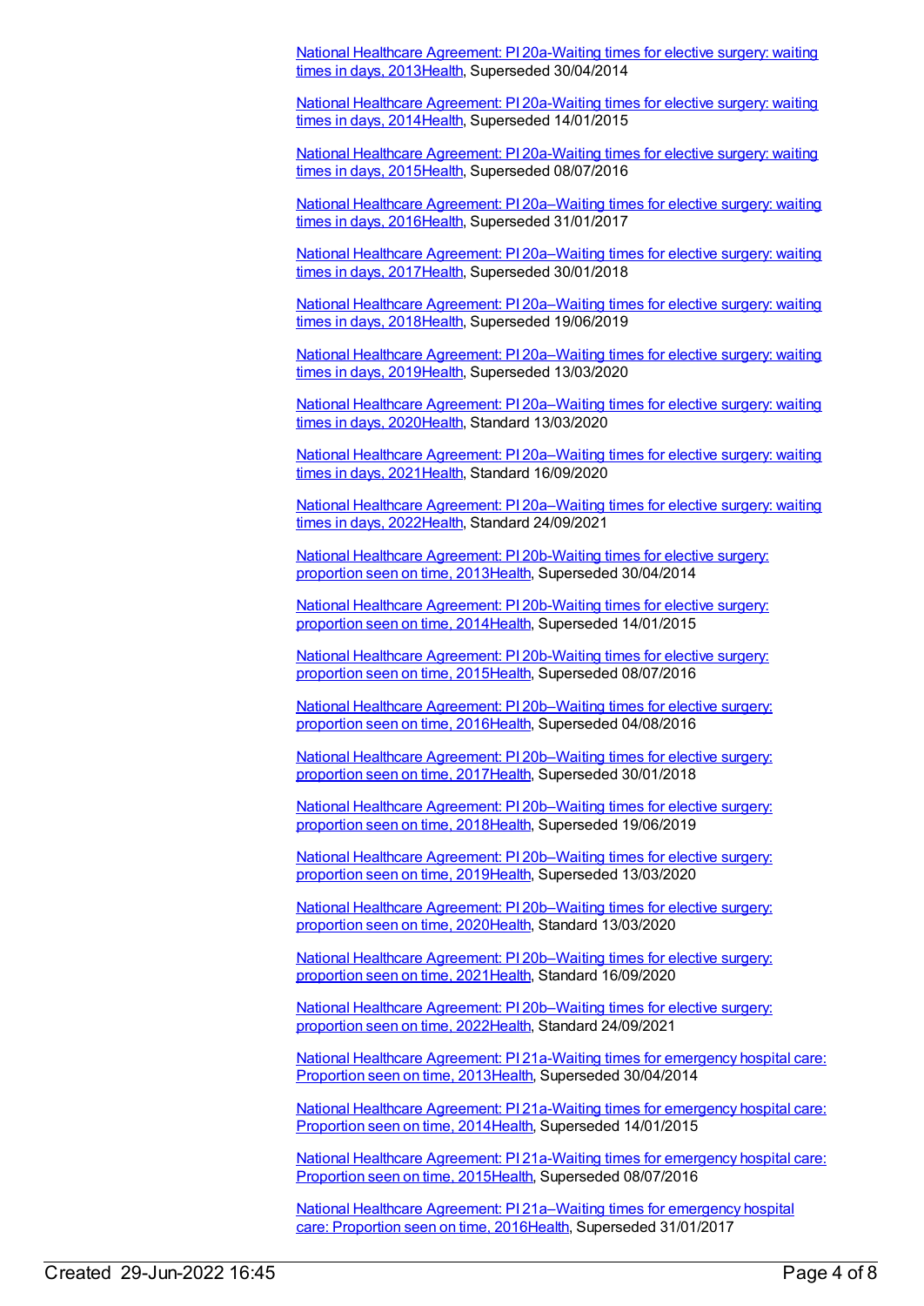National Healthcare Agreement: PI 20a-Waiting times for elective surgery: waiting times in days, 2013Health, Superseded 30/04/2014

National Healthcare Agreement: PI 20a-Waiting times for elective surgery: waiting times in days, 2014Health, Superseded 14/01/2015

National Healthcare Agreement: PI 20a-Waiting times for elective surgery: waiting times in days, 2015Health, Superseded 08/07/2016

National Healthcare Agreement: PI 20a–Waiting times for elective surgery: waiting times in days, 2016Health, Superseded 31/01/2017

National Healthcare Agreement: PI 20a–Waiting times for elective surgery: waiting times in days, 2017Health, Superseded 30/01/2018

National Healthcare Agreement: PI 20a–Waiting times for elective surgery: waiting times in days, 2018Health, Superseded 19/06/2019

National Healthcare Agreement: PI 20a–Waiting times for elective surgery: waiting times in days, 2019Health, Superseded 13/03/2020

National Healthcare Agreement: PI 20a–Waiting times for elective surgery: waiting times in days, 2020Health, Standard 13/03/2020

National Healthcare Agreement: PI 20a–Waiting times for elective surgery: waiting times in days, 2021Health, Standard 16/09/2020

National Healthcare Agreement: PI 20a–Waiting times for elective surgery: waiting times in days, 2022Health, Standard 24/09/2021

National Healthcare Agreement: PI 20b-Waiting times for elective surgery: proportion seen on time, 2013Health, Superseded 30/04/2014

National Healthcare Agreement: PI 20b-Waiting times for elective surgery: proportion seen on time, 2014Health, Superseded 14/01/2015

National Healthcare Agreement: PI 20b-Waiting times for elective surgery: proportion seen on time, 2015Health, Superseded 08/07/2016

National Healthcare Agreement: PI 20b–Waiting times for elective surgery: proportion seen on time, 2016Health, Superseded 04/08/2016

National Healthcare Agreement: PI 20b–Waiting times for elective surgery: proportion seen on time, 2017Health, Superseded 30/01/2018

National Healthcare Agreement: PI 20b–Waiting times for elective surgery: proportion seen on time, 2018Health, Superseded 19/06/2019

National Healthcare Agreement: PI 20b–Waiting times for elective surgery: proportion seen on time, 2019Health, Superseded 13/03/2020

National Healthcare Agreement: PI 20b–Waiting times for elective surgery: proportion seen on time, 2020Health, Standard 13/03/2020

National Healthcare Agreement: PI 20b–Waiting times for elective surgery: proportion seen on time, 2021Health, Standard 16/09/2020

National Healthcare Agreement: PI 20b–Waiting times for elective surgery: proportion seen on time, 2022Health, Standard 24/09/2021

National Healthcare Agreement: PI 21a-Waiting times for emergency hospital care: Proportion seen on time, 2013Health, Superseded 30/04/2014

National Healthcare Agreement: PI 21a-Waiting times for emergency hospital care: Proportion seen on time, 2014Health, Superseded 14/01/2015

National Healthcare Agreement: PI 21a-Waiting times for emergency hospital care: Proportion seen on time, 2015Health, Superseded 08/07/2016

National Healthcare Agreement: PI 21a–Waiting times for emergency hospital care: Proportion seen on time, 2016Health, Superseded 31/01/2017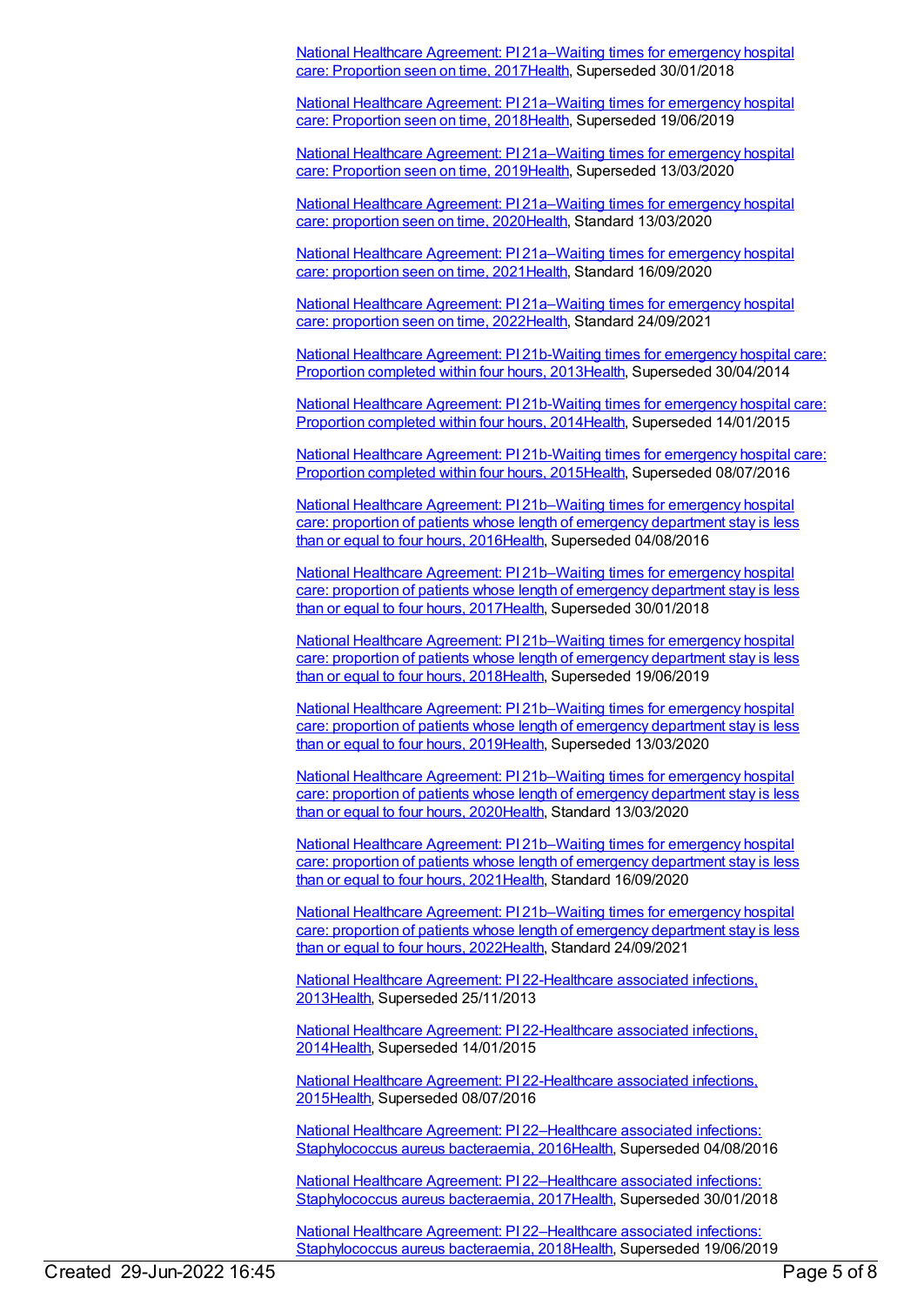National Healthcare Agreement: PI 21a–Waiting times for emergency hospital care: Proportion seen on time, 2017Health, Superseded 30/01/2018

National Healthcare Agreement: PI 21a–Waiting times for emergency hospital care: Proportion seen on time, 2018Health, Superseded 19/06/2019

National Healthcare Agreement: PI 21a–Waiting times for emergency hospital care: Proportion seen on time, 2019Health, Superseded 13/03/2020

National Healthcare Agreement: PI 21a–Waiting times for emergency hospital care: proportion seen on time, 2020Health, Standard 13/03/2020

National Healthcare Agreement: PI 21a–Waiting times for emergency hospital care: proportion seen on time, 2021Health, Standard 16/09/2020

National Healthcare Agreement: PI 21a–Waiting times for emergency hospital care: proportion seen on time, 2022Health, Standard 24/09/2021

National Healthcare Agreement: PI 21b-Waiting times for emergency hospital care: Proportion completed within four hours, 2013Health, Superseded 30/04/2014

National Healthcare Agreement: PI 21b-Waiting times for emergency hospital care: Proportion completed within four hours, 2014Health, Superseded 14/01/2015

National Healthcare Agreement: PI 21b-Waiting times for emergency hospital care: Proportion completed within four hours, 2015Health, Superseded 08/07/2016

National Healthcare Agreement: PI 21b–Waiting times for emergency hospital care: proportion of patients whose length of emergency department stay is less than or equal to four hours, 2016Health, Superseded 04/08/2016

National Healthcare Agreement: PI 21b–Waiting times for emergency hospital care: proportion of patients whose length of emergency department stay is less than or equal to four hours, 2017Health, Superseded 30/01/2018

National Healthcare Agreement: PI 21b–Waiting times for emergency hospital care: proportion of patients whose length of emergency department stay is less than or equal to four hours, 2018Health, Superseded 19/06/2019

National Healthcare Agreement: PI 21b–Waiting times for emergency hospital care: proportion of patients whose length of emergency department stay is less than or equal to four hours, 2019Health, Superseded 13/03/2020

National Healthcare Agreement: PI 21b–Waiting times for emergency hospital care: proportion of patients whose length of emergency department stay is less than or equal to four hours, 2020Health, Standard 13/03/2020

National Healthcare Agreement: PI 21b–Waiting times for emergency hospital care: proportion of patients whose length of emergency department stay is less than or equal to four hours, 2021Health, Standard 16/09/2020

National Healthcare Agreement: PI 21b–Waiting times for emergency hospital care: proportion of patients whose length of emergency department stay is less than or equal to four hours, 2022Health, Standard 24/09/2021

National Healthcare Agreement: PI 22-Healthcare associated infections, 2013Health, Superseded 25/11/2013

National Healthcare Agreement: PI 22-Healthcare associated infections, 2014Health, Superseded 14/01/2015

National Healthcare Agreement: PI 22-Healthcare associated infections, 2015Health, Superseded 08/07/2016

National Healthcare Agreement: PI 22–Healthcare associated infections: Staphylococcus aureus bacteraemia, 2016Health, Superseded 04/08/2016

National Healthcare Agreement: PI 22–Healthcare associated infections: Staphylococcus aureus bacteraemia, 2017Health, Superseded 30/01/2018

National Healthcare Agreement: PI 22–Healthcare associated infections: Staphylococcus aureus bacteraemia, 2018Health, Superseded 19/06/2019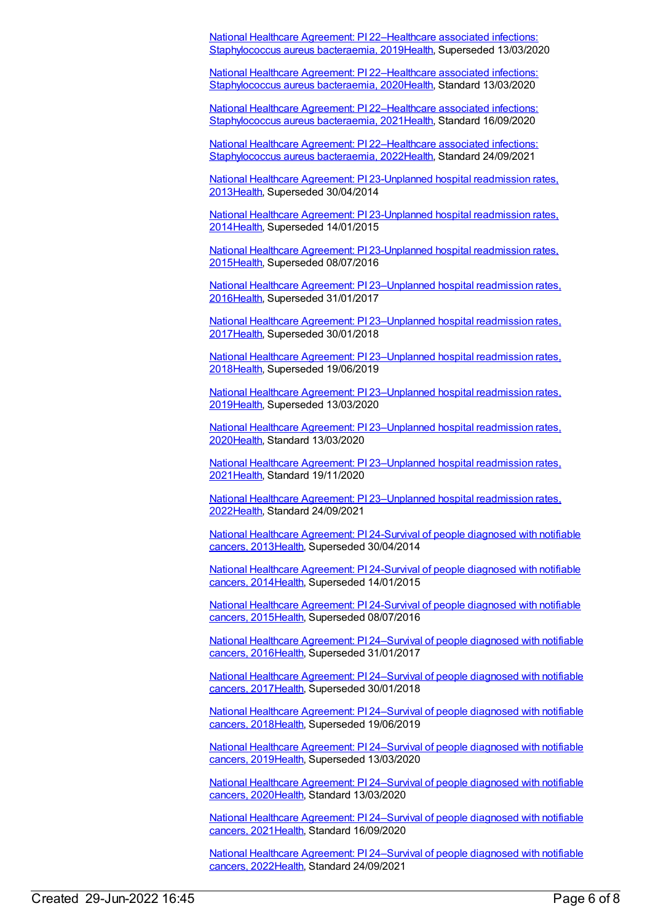National Healthcare Agreement: PI 22–Healthcare associated infections: Staphylococcus aureus bacteraemia, 2019Health, Superseded 13/03/2020

National Healthcare Agreement: PI 22–Healthcare associated infections: Staphylococcus aureus bacteraemia, 2020Health, Standard 13/03/2020

National Healthcare Agreement: PI 22–Healthcare associated infections: Staphylococcus aureus bacteraemia, 2021Health, Standard 16/09/2020

National Healthcare Agreement: PI 22–Healthcare associated infections: Staphylococcus aureus bacteraemia, 2022Health, Standard 24/09/2021

National Healthcare Agreement: PI 23-Unplanned hospital readmission rates, 2013Health, Superseded 30/04/2014

National Healthcare Agreement: PI 23-Unplanned hospital readmission rates, 2014Health, Superseded 14/01/2015

National Healthcare Agreement: PI 23-Unplanned hospital readmission rates, 2015Health, Superseded 08/07/2016

National Healthcare Agreement: PI 23–Unplanned hospital readmission rates, 2016Health, Superseded 31/01/2017

National Healthcare Agreement: PI 23–Unplanned hospital readmission rates, 2017Health, Superseded 30/01/2018

National Healthcare Agreement: PI 23–Unplanned hospital readmission rates, 2018Health, Superseded 19/06/2019

National Healthcare Agreement: PI 23–Unplanned hospital readmission rates, 2019Health, Superseded 13/03/2020

National Healthcare Agreement: PI 23–Unplanned hospital readmission rates, 2020Health, Standard 13/03/2020

National Healthcare Agreement: PI 23–Unplanned hospital readmission rates, 2021Health, Standard 19/11/2020

National Healthcare Agreement: PI 23–Unplanned hospital readmission rates, 2022Health, Standard 24/09/2021

National Healthcare Agreement: PI 24-Survival of people diagnosed with notifiable cancers, 2013Health, Superseded 30/04/2014

National Healthcare Agreement: PI 24-Survival of people diagnosed with notifiable cancers, 2014Health, Superseded 14/01/2015

National Healthcare Agreement: PI 24-Survival of people diagnosed with notifiable cancers, 2015Health, Superseded 08/07/2016

National Healthcare Agreement: PI 24–Survival of people diagnosed with notifiable cancers, 2016Health, Superseded 31/01/2017

National Healthcare Agreement: PI 24–Survival of people diagnosed with notifiable cancers, 2017Health, Superseded 30/01/2018

National Healthcare Agreement: PI 24–Survival of people diagnosed with notifiable cancers, 2018Health, Superseded 19/06/2019

National Healthcare Agreement: PI 24–Survival of people diagnosed with notifiable cancers, 2019Health, Superseded 13/03/2020

National Healthcare Agreement: PI 24–Survival of people diagnosed with notifiable cancers, 2020Health, Standard 13/03/2020

National Healthcare Agreement: PI 24–Survival of people diagnosed with notifiable cancers, 2021Health, Standard 16/09/2020

National Healthcare Agreement: PI 24–Survival of people diagnosed with notifiable cancers, 2022Health, Standard 24/09/2021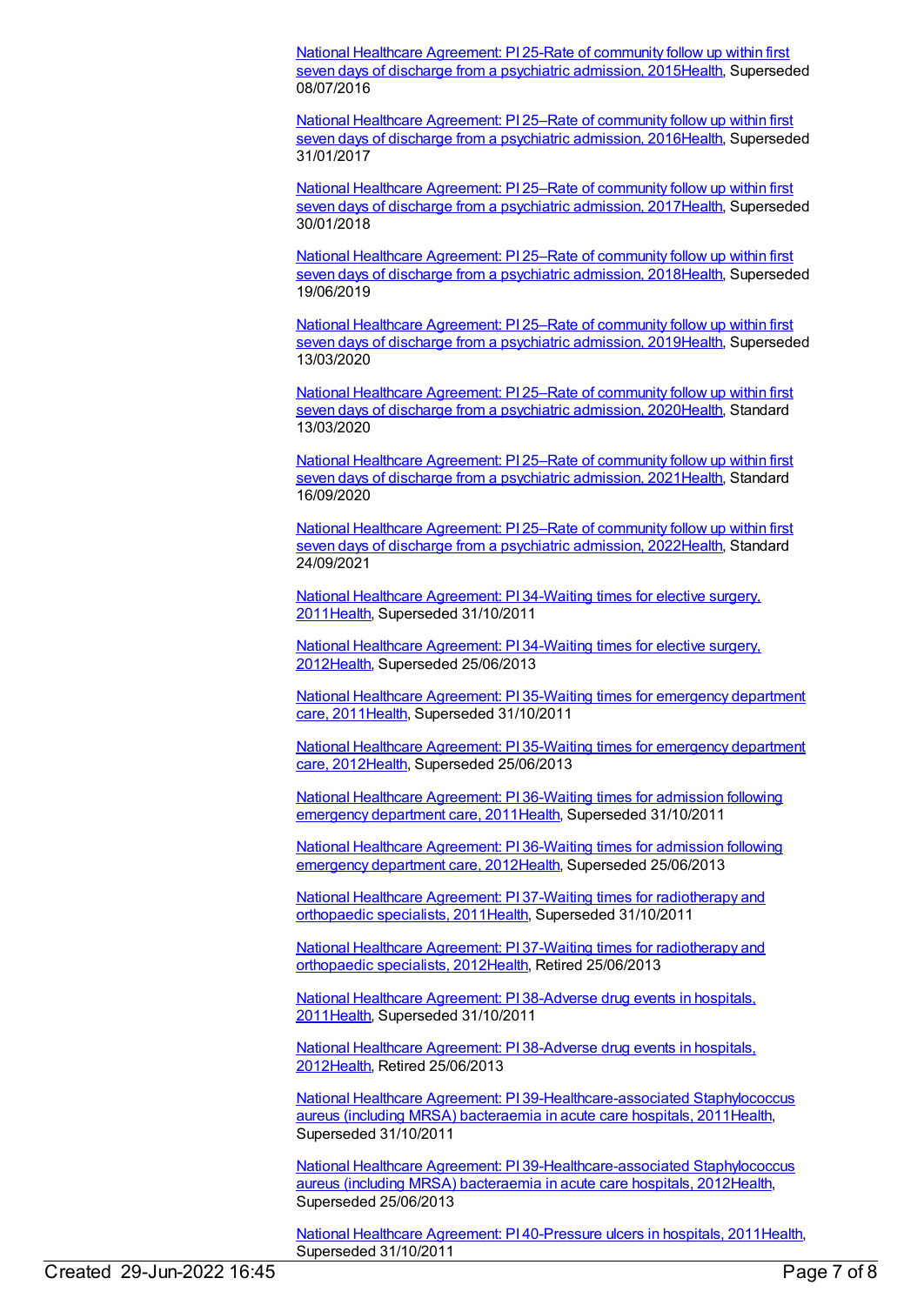National Healthcare Agreement: PI 25-Rate of community follow up within first seven days of discharge from a psychiatric admission, 2015Health, Superseded 08/07/2016

National Healthcare Agreement: PI 25–Rate of community follow up within first seven days of discharge from a psychiatric admission, 2016Health, Superseded 31/01/2017

National Healthcare Agreement: PI 25–Rate of community follow up within first seven days of discharge from a psychiatric admission, 2017Health, Superseded 30/01/2018

National Healthcare Agreement: PI 25–Rate of community follow up within first seven days of discharge from a psychiatric admission, 2018Health, Superseded 19/06/2019

National Healthcare Agreement: PI 25–Rate of community follow up within first seven days of discharge from a psychiatric admission, 2019Health, Superseded 13/03/2020

National Healthcare Agreement: PI 25–Rate of community follow up within first seven days of discharge from a psychiatric admission, 2020Health, Standard 13/03/2020

National Healthcare Agreement: PI 25–Rate of community follow up within first seven days of discharge from a psychiatric admission, 2021Health, Standard 16/09/2020

National Healthcare Agreement: PI 25–Rate of community follow up within first seven days of discharge from a psychiatric admission, 2022Health, Standard 24/09/2021

National Healthcare Agreement: PI 34-Waiting times for elective surgery, 2011Health, Superseded 31/10/2011

National Healthcare Agreement: PI 34-Waiting times for elective surgery, 2012Health, Superseded 25/06/2013

National Healthcare Agreement: PI 35-Waiting times for emergency department care, 2011Health, Superseded 31/10/2011

National Healthcare Agreement: PI 35-Waiting times for emergency department care, 2012Health, Superseded 25/06/2013

National Healthcare Agreement: PI 36-Waiting times for admission following emergency department care, 2011Health, Superseded 31/10/2011

National Healthcare Agreement: PI 36-Waiting times for admission following emergency department care, 2012Health, Superseded 25/06/2013

National Healthcare Agreement: PI 37-Waiting times for radiotherapy and orthopaedic specialists, 2011Health, Superseded 31/10/2011

National Healthcare Agreement: PI 37-Waiting times for radiotherapy and orthopaedic specialists, 2012Health, Retired 25/06/2013

National Healthcare Agreement: PI 38-Adverse drug events in hospitals, 2011Health, Superseded 31/10/2011

National Healthcare Agreement: PI 38-Adverse drug events in hospitals, 2012Health, Retired 25/06/2013

National Healthcare Agreement: PI 39-Healthcare-associated Staphylococcus aureus (including MRSA) bacteraemia in acute care hospitals, 2011Health, Superseded 31/10/2011

National Healthcare Agreement: PI 39-Healthcare-associated Staphylococcus aureus (including MRSA) bacteraemia in acute care hospitals, 2012Health, Superseded 25/06/2013

National Healthcare Agreement: PI 40-Pressure ulcers in hospitals, 2011Health, Superseded 31/10/2011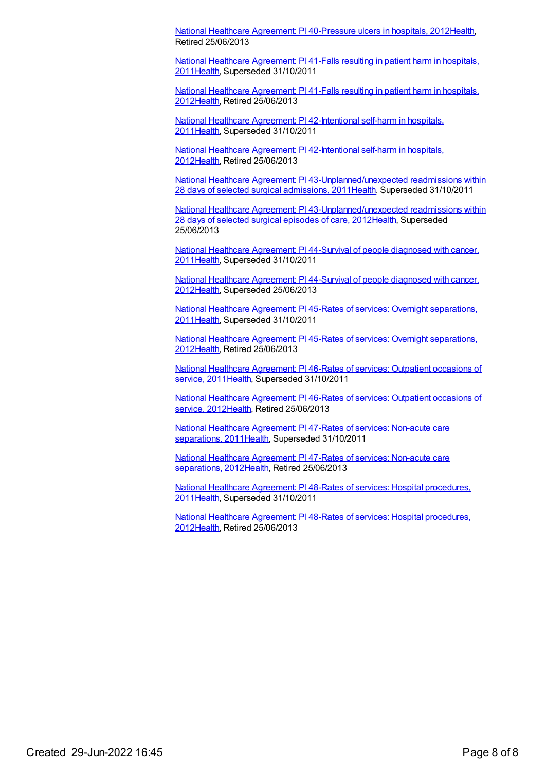National Healthcare Agreement: PI 40-Pressure ulcers in hospitals, 2012Health, Retired 25/06/2013

National Healthcare Agreement: PI 41-Falls resulting in patient harm in hospitals, 2011Health, Superseded 31/10/2011

National Healthcare Agreement: PI 41-Falls resulting in patient harm in hospitals, 2012Health, Retired 25/06/2013

National Healthcare Agreement: PI 42-Intentional self-harm in hospitals, 2011Health, Superseded 31/10/2011

National Healthcare Agreement: PI 42-Intentional self-harm in hospitals, 2012Health, Retired 25/06/2013

National Healthcare Agreement: PI 43-Unplanned/unexpected readmissions within 28 days of selected surgical admissions, 2011Health, Superseded 31/10/2011

National Healthcare Agreement: PI 43-Unplanned/unexpected readmissions within 28 days of selected surgical episodes of care, 2012Health, Superseded 25/06/2013

National Healthcare Agreement: PI 44-Survival of people diagnosed with cancer, 2011Health, Superseded 31/10/2011

National Healthcare Agreement: PI 44-Survival of people diagnosed with cancer, 2012Health, Superseded 25/06/2013

National Healthcare Agreement: PI 45-Rates of services: Overnight separations, 2011Health, Superseded 31/10/2011

National Healthcare Agreement: PI 45-Rates of services: Overnight separations, 2012Health, Retired 25/06/2013

National Healthcare Agreement: PI 46-Rates of services: Outpatient occasions of service, 2011Health, Superseded 31/10/2011

National Healthcare Agreement: PI 46-Rates of services: Outpatient occasions of service, 2012Health, Retired 25/06/2013

National Healthcare Agreement: PI 47-Rates of services: Non-acute care separations, 2011Health, Superseded 31/10/2011

National Healthcare Agreement: PI 47-Rates of services: Non-acute care separations, 2012Health, Retired 25/06/2013

National Healthcare Agreement: PI 48-Rates of services: Hospital procedures, 2011Health, Superseded 31/10/2011

National Healthcare Agreement: PI 48-Rates of services: Hospital procedures, 2012Health, Retired 25/06/2013